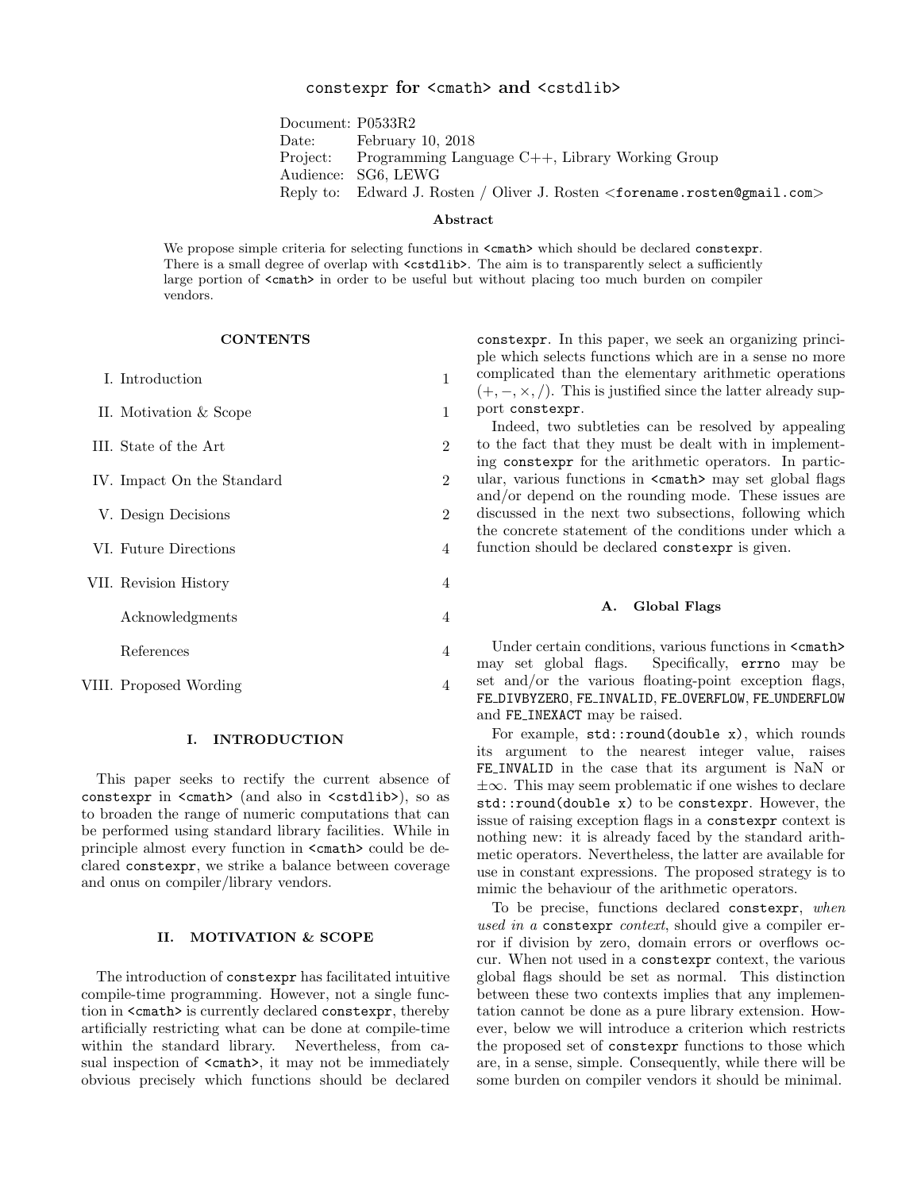# `constexpr` for `<cmath>` and `<cstdlib>`

| | |
|---|---|
| Document: | P0533R2 |
| Date: | February 10, 2018 |
| Project: | Programming Language C++, Library Working Group |
| Audience: | SG6, LEWG |
| Reply to: | Edward J. Rosten / Oliver J. Rosten <forename.rosten@gmail.com> |

**Abstract**

We propose simple criteria for selecting functions in `<cmath>` which should be declared `constexpr`. There is a small degree of overlap with `<cstdlib>`. The aim is to transparently select a sufficiently large portion of `<cmath>` in order to be useful but without placing too much burden on compiler vendors.

**CONTENTS**

| | | |
|---|---|---|
| I. | Introduction | 1 |
| II. | Motivation & Scope | 1 |
| III. | State of the Art | 2 |
| IV. | Impact On the Standard | 2 |
| V. | Design Decisions | 2 |
| VI. | Future Directions | 4 |
| VII. | Revision History | 4 |
| | Acknowledgments | 4 |
| | References | 4 |
| VIII. | Proposed Wording | 4 |

## I. INTRODUCTION

This paper seeks to rectify the current absence of `constexpr` in `<cmath>` (and also in `<cstdlib>`), so as to broaden the range of numeric computations that can be performed using standard library facilities. While in principle almost every function in `<cmath>` could be declared `constexpr`, we strike a balance between coverage and onus on compiler/library vendors.

## II. MOTIVATION & SCOPE

The introduction of `constexpr` has facilitated intuitive compile-time programming. However, not a single function in `<cmath>` is currently declared `constexpr`, thereby artificially restricting what can be done at compile-time within the standard library. Nevertheless, from casual inspection of `<cmath>`, it may not be immediately obvious precisely which functions should be declared `constexpr`. In this paper, we seek an organizing principle which selects functions which are in a sense no more complicated than the elementary arithmetic operations ($+, -, \times, /$). This is justified since the latter already support `constexpr`.

Indeed, two subtleties can be resolved by appealing to the fact that they must be dealt with in implementing `constexpr` for the arithmetic operators. In particular, various functions in `<cmath>` may set global flags and/or depend on the rounding mode. These issues are discussed in the next two subsections, following which the concrete statement of the conditions under which a function should be declared `constexpr` is given.

### A. Global Flags

Under certain conditions, various functions in `<cmath>` may set global flags. Specifically, `errno` may be set and/or the various floating-point exception flags, `FE_DIVBYZERO`, `FE_INVALID`, `FE_OVERFLOW`, `FE_UNDERFLOW` and `FE_INEXACT` may be raised.

For example, `std::round(double x)`, which rounds its argument to the nearest integer value, raises `FE_INVALID` in the case that its argument is NaN or $\pm\infty$. This may seem problematic if one wishes to declare `std::round(double x)` to be `constexpr`. However, the issue of raising exception flags in a `constexpr` context is nothing new: it is already faced by the standard arithmetic operators. Nevertheless, the latter are available for use in constant expressions. The proposed strategy is to mimic the behaviour of the arithmetic operators.

To be precise, functions declared `constexpr`, *when used in a* `constexpr` *context*, should give a compiler error if division by zero, domain errors or overflows occur. When not used in a `constexpr` context, the various global flags should be set as normal. This distinction between these two contexts implies that any implementation cannot be done as a pure library extension. However, below we will introduce a criterion which restricts the proposed set of `constexpr` functions to those which are, in a sense, simple. Consequently, while there will be some burden on compiler vendors it should be minimal.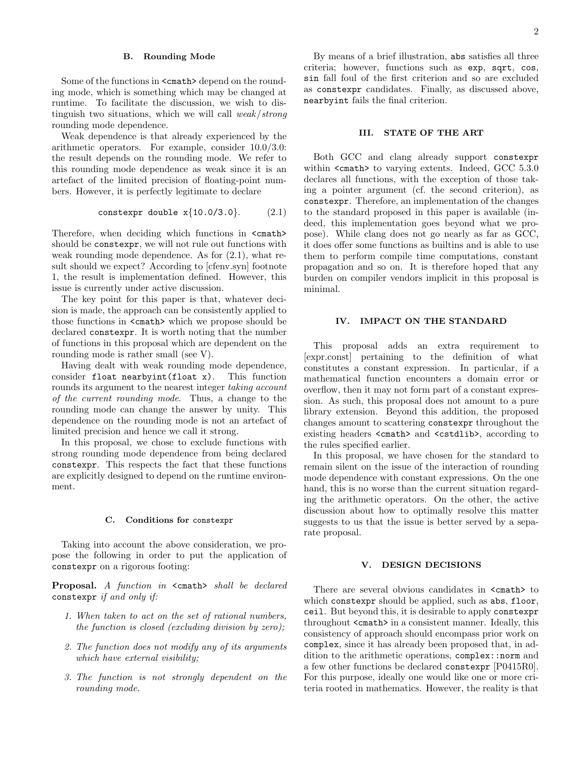### B. Rounding Mode

Some of the functions in `<cmath>` depend on the rounding mode, which is something which may be changed at runtime. To facilitate the discussion, we wish to distinguish two situations, which we will call *weak/strong* rounding mode dependence.

Weak dependence is that already experienced by the arithmetic operators. For example, consider 10.0/3.0: the result depends on the rounding mode. We refer to this rounding mode dependence as weak since it is an artefact of the limited precision of floating-point numbers. However, it is perfectly legitimate to declare

$$\texttt{constexpr double x\{10.0/3.0\}}. \qquad (2.1)$$

Therefore, when deciding which functions in `<cmath>` should be `constexpr`, we will not rule out functions with weak rounding mode dependence. As for (2.1), what result should we expect? According to [cfenv.syn] footnote 1, the result is implementation defined. However, this issue is currently under active discussion.

The key point for this paper is that, whatever decision is made, the approach can be consistently applied to those functions in `<cmath>` which we propose should be declared `constexpr`. It is worth noting that the number of functions in this proposal which are dependent on the rounding mode is rather small (see V).

Having dealt with weak rounding mode dependence, consider `float nearbyint(float x)`. This function rounds its argument to the nearest integer *taking account of the current rounding mode*. Thus, a change to the rounding mode can change the answer by unity. This dependence on the rounding mode is not an artefact of limited precision and hence we call it strong.

In this proposal, we chose to exclude functions with strong rounding mode dependence from being declared `constexpr`. This respects the fact that these functions are explicitly designed to depend on the runtime environment.

### C. Conditions for `constexpr`

Taking into account the above consideration, we propose the following in order to put the application of `constexpr` on a rigorous footing:

**Proposal.** *A function in* `<cmath>` *shall be declared* `constexpr` *if and only if:*

1. *When taken to act on the set of rational numbers, the function is closed (excluding division by zero);*
2. *The function does not modify any of its arguments which have external visibility;*
3. *The function is not strongly dependent on the rounding mode.*

By means of a brief illustration, `abs` satisfies all three criteria; however, functions such as `exp`, `sqrt`, `cos`, `sin` fall foul of the first criterion and so are excluded as `constexpr` candidates. Finally, as discussed above, `nearbyint` fails the final criterion.

## III. STATE OF THE ART

Both GCC and clang already support `constexpr` within `<cmath>` to varying extents. Indeed, GCC 5.3.0 declares all functions, with the exception of those taking a pointer argument (cf. the second criterion), as `constexpr`. Therefore, an implementation of the changes to the standard proposed in this paper is available (indeed, this implementation goes beyond what we propose). While clang does not go nearly as far as GCC, it does offer some functions as builtins and is able to use them to perform compile time computations, constant propagation and so on. It is therefore hoped that any burden on compiler vendors implicit in this proposal is minimal.

## IV. IMPACT ON THE STANDARD

This proposal adds an extra requirement to [expr.const] pertaining to the definition of what constitutes a constant expression. In particular, if a mathematical function encounters a domain error or overflow, then it may not form part of a constant expression. As such, this proposal does not amount to a pure library extension. Beyond this addition, the proposed changes amount to scattering `constexpr` throughout the existing headers `<cmath>` and `<cstdlib>`, according to the rules specified earlier.

In this proposal, we have chosen for the standard to remain silent on the issue of the interaction of rounding mode dependence with constant expressions. On the one hand, this is no worse than the current situation regarding the arithmetic operators. On the other, the active discussion about how to optimally resolve this matter suggests to us that the issue is better served by a separate proposal.

## V. DESIGN DECISIONS

There are several obvious candidates in `<cmath>` to which `constexpr` should be applied, such as `abs`, `floor`, `ceil`. But beyond this, it is desirable to apply `constexpr` throughout `<cmath>` in a consistent manner. Ideally, this consistency of approach should encompass prior work on `complex`, since it has already been proposed that, in addition to the arithmetic operations, `complex::norm` and a few other functions be declared `constexpr` [P0415R0]. For this purpose, ideally one would like one or more criteria rooted in mathematics. However, the reality is that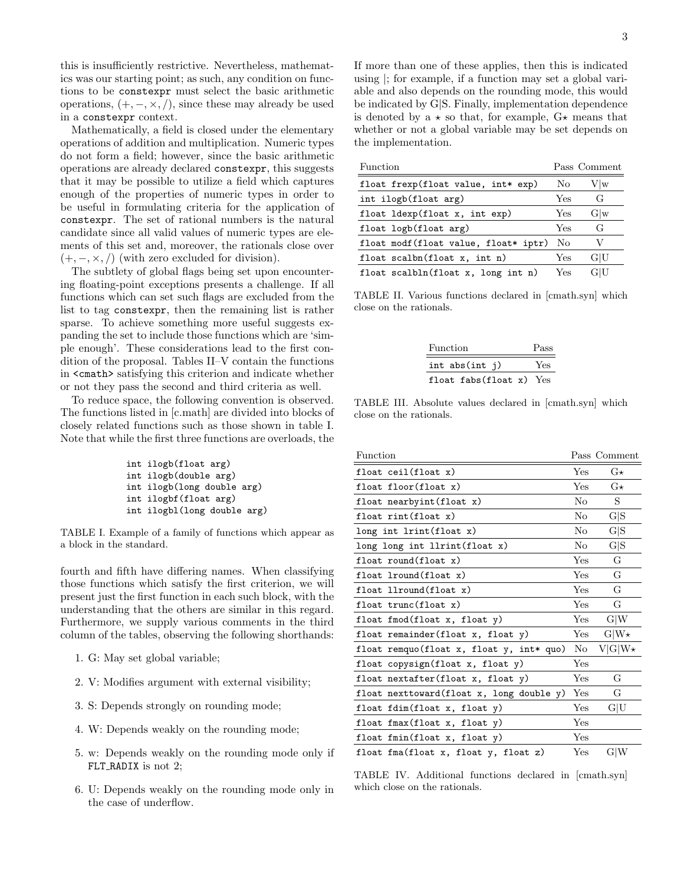this is insufficiently restrictive. Nevertheless, mathematics was our starting point; as such, any condition on functions to be `constexpr` must select the basic arithmetic operations, $(+, -, \times, /)$, since these may already be used in a `constexpr` context.

Mathematically, a field is closed under the elementary operations of addition and multiplication. Numeric types do not form a field; however, since the basic arithmetic operations are already declared `constexpr`, this suggests that it may be possible to utilize a field which captures enough of the properties of numeric types in order to be useful in formulating criteria for the application of `constexpr`. The set of rational numbers is the natural candidate since all valid values of numeric types are elements of this set and, moreover, the rationals close over $(+, -, \times, /)$ (with zero excluded for division).

The subtlety of global flags being set upon encountering floating-point exceptions presents a challenge. If all functions which can set such flags are excluded from the list to tag `constexpr`, then the remaining list is rather sparse. To achieve something more useful suggests expanding the set to include those functions which are 'simple enough'. These considerations lead to the first condition of the proposal. Tables II–V contain the functions in `<cmath>` satisfying this criterion and indicate whether or not they pass the second and third criteria as well.

To reduce space, the following convention is observed. The functions listed in [c.math] are divided into blocks of closely related functions such as those shown in table I. Note that while the first three functions are overloads, the

```
int ilogb(float arg)
int ilogb(double arg)
int ilogb(long double arg)
int ilogbf(float arg)
int ilogbl(long double arg)
```

TABLE I. Example of a family of functions which appear as a block in the standard.

fourth and fifth have differing names. When classifying those functions which satisfy the first criterion, we will present just the first function in each such block, with the understanding that the others are similar in this regard. Furthermore, we supply various comments in the third column of the tables, observing the following shorthands:

1. G: May set global variable;
2. V: Modifies argument with external visibility;
3. S: Depends strongly on rounding mode;
4. W: Depends weakly on the rounding mode;
5. w: Depends weakly on the rounding mode only if `FLT_RADIX` is not 2;
6. U: Depends weakly on the rounding mode only in the case of underflow.

If more than one of these applies, then this is indicated using |; for example, if a function may set a global variable and also depends on the rounding mode, this would be indicated by G|S. Finally, implementation dependence is denoted by a $\star$ so that, for example, G$\star$ means that whether or not a global variable may be set depends on the implementation.

| Function | Pass | Comment |
|---|---|---|
| `float frexp(float value, int* exp)` | No | V\|w |
| `int ilogb(float arg)` | Yes | G |
| `float ldexp(float x, int exp)` | Yes | G\|w |
| `float logb(float arg)` | Yes | G |
| `float modf(float value, float* iptr)` | No | V |
| `float scalbn(float x, int n)` | Yes | G\|U |
| `float scalbln(float x, long int n)` | Yes | G\|U |

TABLE II. Various functions declared in [cmath.syn] which close on the rationals.

| Function | Pass |
|---|---|
| `int abs(int j)` | Yes |
| `float fabs(float x)` | Yes |

TABLE III. Absolute values declared in [cmath.syn] which close on the rationals.

| Function | Pass | Comment |
|---|---|---|
| `float ceil(float x)` | Yes | G$\star$ |
| `float floor(float x)` | Yes | G$\star$ |
| `float nearbyint(float x)` | No | S |
| `float rint(float x)` | No | G\|S |
| `long int lrint(float x)` | No | G\|S |
| `long long int llrint(float x)` | No | G\|S |
| `float round(float x)` | Yes | G |
| `float lround(float x)` | Yes | G |
| `float llround(float x)` | Yes | G |
| `float trunc(float x)` | Yes | G |
| `float fmod(float x, float y)` | Yes | G\|W |
| `float remainder(float x, float y)` | Yes | G\|W$\star$ |
| `float remquo(float x, float y, int* quo)` | No | V\|G\|W$\star$ |
| `float copysign(float x, float y)` | Yes | |
| `float nextafter(float x, float y)` | Yes | G |
| `float nexttoward(float x, long double y)` | Yes | G |
| `float fdim(float x, float y)` | Yes | G\|U |
| `float fmax(float x, float y)` | Yes | |
| `float fmin(float x, float y)` | Yes | |
| `float fma(float x, float y, float z)` | Yes | G\|W |

TABLE IV. Additional functions declared in [cmath.syn] which close on the rationals.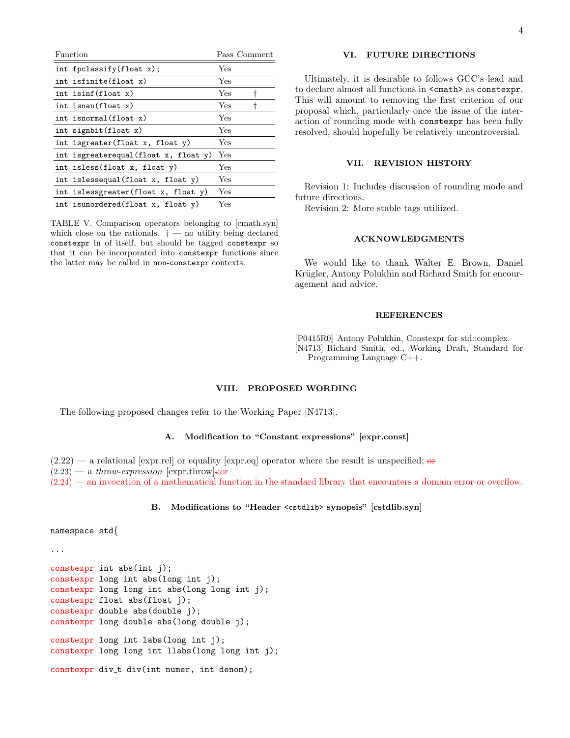| Function | Pass | Comment |
|---|---|---|
| `int fpclassify(float x);` | Yes | |
| `int isfinite(float x)` | Yes | |
| `int isinf(float x)` | Yes | † |
| `int isnan(float x)` | Yes | † |
| `int isnormal(float x)` | Yes | |
| `int signbit(float x)` | Yes | |
| `int isgreater(float x, float y)` | Yes | |
| `int isgreaterequal(float x, float y)` | Yes | |
| `int isless(float x, float y)` | Yes | |
| `int islessequal(float x, float y)` | Yes | |
| `int islessgreater(float x, float y)` | Yes | |
| `int isunordered(float x, float y)` | Yes | |

TABLE V. Comparison operators belonging to [cmath.syn] which close on the rationals. † — no utility being declared `constexpr` in of itself, but should be tagged `constexpr` so that it can be incorporated into `constexpr` functions since the latter may be called in non-`constexpr` contexts.

## VI. FUTURE DIRECTIONS

Ultimately, it is desirable to follows GCC's lead and to declare almost all functions in `<cmath>` as `constexpr`. This will amount to removing the first criterion of our proposal which, particularly once the issue of the interaction of rounding mode with `constexpr` has been fully resolved, should hopefully be relatively uncontroversial.

## VII. REVISION HISTORY

Revision 1: Includes discussion of rounding mode and future directions.

Revision 2: More stable tags utiliized.

## ACKNOWLEDGMENTS

We would like to thank Walter E. Brown, Daniel Krügler, Antony Polukhin and Richard Smith for encouragement and advice.

## REFERENCES

[P0415R0] Antony Polukhin, Constexpr for std::complex.

[N4713] Richard Smith, ed., Working Draft, Standard for Programming Language C++.

## VIII. PROPOSED WORDING

The following proposed changes refer to the Working Paper [N4713].

### A. Modification to "Constant expressions" [expr.const]

(2.22) — a relational [expr.rel] or equality [expr.eq] operator where the result is unspecified; ~~or~~

(2.23) — a *throw-expression* [expr.throw]~~.~~; or

(2.24) — an invocation of a mathematical function in the standard library that encounters a domain error or overflow.

### B. Modifications to "Header `<cstdlib>` synopsis" [cstdlib.syn]

```
namespace std{

...

constexpr int abs(int j);
constexpr long int abs(long int j);
constexpr long long int abs(long long int j);
constexpr float abs(float j);
constexpr double abs(double j);
constexpr long double abs(long double j);

constexpr long int labs(long int j);
constexpr long long int llabs(long long int j);

constexpr div_t div(int numer, int denom);
```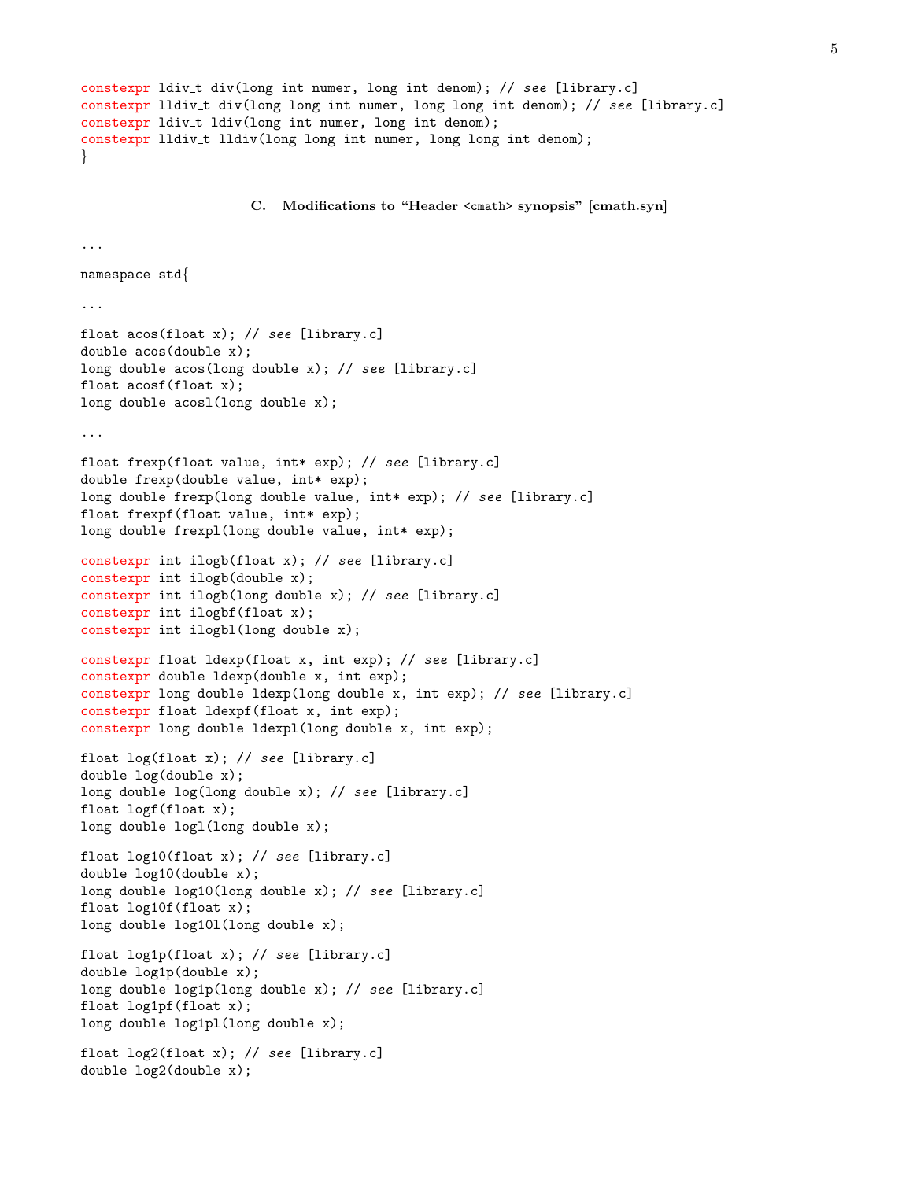```
constexpr ldiv_t div(long int numer, long int denom); // see [library.c]
constexpr lldiv_t div(long long int numer, long long int denom); // see [library.c]
constexpr ldiv_t ldiv(long int numer, long int denom);
constexpr lldiv_t lldiv(long long int numer, long long int denom);
}
```

### C. Modifications to "Header <cmath> synopsis" [cmath.syn]

```
...

namespace std{

...

float acos(float x); // see [library.c]
double acos(double x);
long double acos(long double x); // see [library.c]
float acosf(float x);
long double acosl(long double x);

...

float frexp(float value, int* exp); // see [library.c]
double frexp(double value, int* exp);
long double frexp(long double value, int* exp); // see [library.c]
float frexpf(float value, int* exp);
long double frexpl(long double value, int* exp);

constexpr int ilogb(float x); // see [library.c]
constexpr int ilogb(double x);
constexpr int ilogb(long double x); // see [library.c]
constexpr int ilogbf(float x);
constexpr int ilogbl(long double x);

constexpr float ldexp(float x, int exp); // see [library.c]
constexpr double ldexp(double x, int exp);
constexpr long double ldexp(long double x, int exp); // see [library.c]
constexpr float ldexpf(float x, int exp);
constexpr long double ldexpl(long double x, int exp);

float log(float x); // see [library.c]
double log(double x);
long double log(long double x); // see [library.c]
float logf(float x);
long double logl(long double x);

float log10(float x); // see [library.c]
double log10(double x);
long double log10(long double x); // see [library.c]
float log10f(float x);
long double log10l(long double x);

float log1p(float x); // see [library.c]
double log1p(double x);
long double log1p(long double x); // see [library.c]
float log1pf(float x);
long double log1pl(long double x);

float log2(float x); // see [library.c]
double log2(double x);
```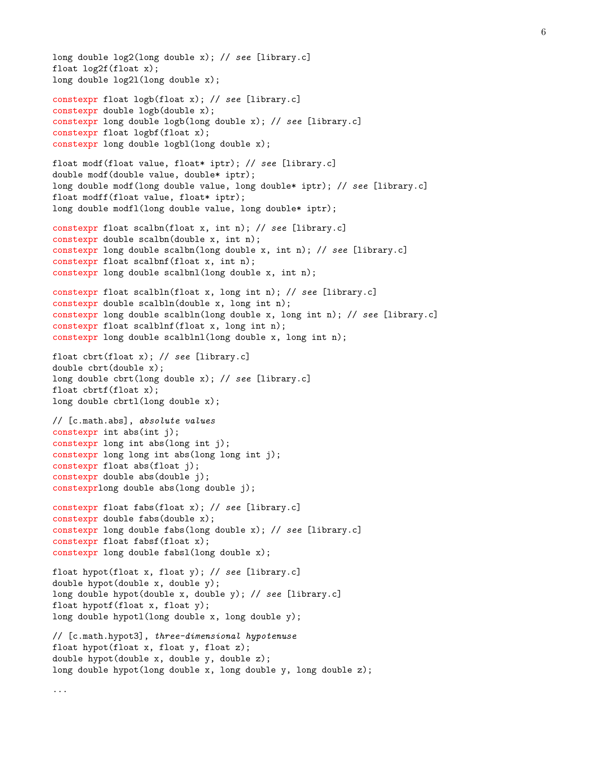```
long double log2(long double x); // see [library.c]
float log2f(float x);
long double log2l(long double x);

constexpr float logb(float x); // see [library.c]
constexpr double logb(double x);
constexpr long double logb(long double x); // see [library.c]
constexpr float logbf(float x);
constexpr long double logbl(long double x);

float modf(float value, float* iptr); // see [library.c]
double modf(double value, double* iptr);
long double modf(long double value, long double* iptr); // see [library.c]
float modff(float value, float* iptr);
long double modfl(long double value, long double* iptr);

constexpr float scalbn(float x, int n); // see [library.c]
constexpr double scalbn(double x, int n);
constexpr long double scalbn(long double x, int n); // see [library.c]
constexpr float scalbnf(float x, int n);
constexpr long double scalbnl(long double x, int n);

constexpr float scalbln(float x, long int n); // see [library.c]
constexpr double scalbln(double x, long int n);
constexpr long double scalbln(long double x, long int n); // see [library.c]
constexpr float scalblnf(float x, long int n);
constexpr long double scalblnl(long double x, long int n);

float cbrt(float x); // see [library.c]
double cbrt(double x);
long double cbrt(long double x); // see [library.c]
float cbrtf(float x);
long double cbrtl(long double x);

// [c.math.abs], absolute values
constexpr int abs(int j);
constexpr long int abs(long int j);
constexpr long long int abs(long long int j);
constexpr float abs(float j);
constexpr double abs(double j);
constexprlong double abs(long double j);

constexpr float fabs(float x); // see [library.c]
constexpr double fabs(double x);
constexpr long double fabs(long double x); // see [library.c]
constexpr float fabsf(float x);
constexpr long double fabsl(long double x);

float hypot(float x, float y); // see [library.c]
double hypot(double x, double y);
long double hypot(double x, double y); // see [library.c]
float hypotf(float x, float y);
long double hypotl(long double x, long double y);

// [c.math.hypot3], three-dimensional hypotenuse
float hypot(float x, float y, float z);
double hypot(double x, double y, double z);
long double hypot(long double x, long double y, long double z);

...
```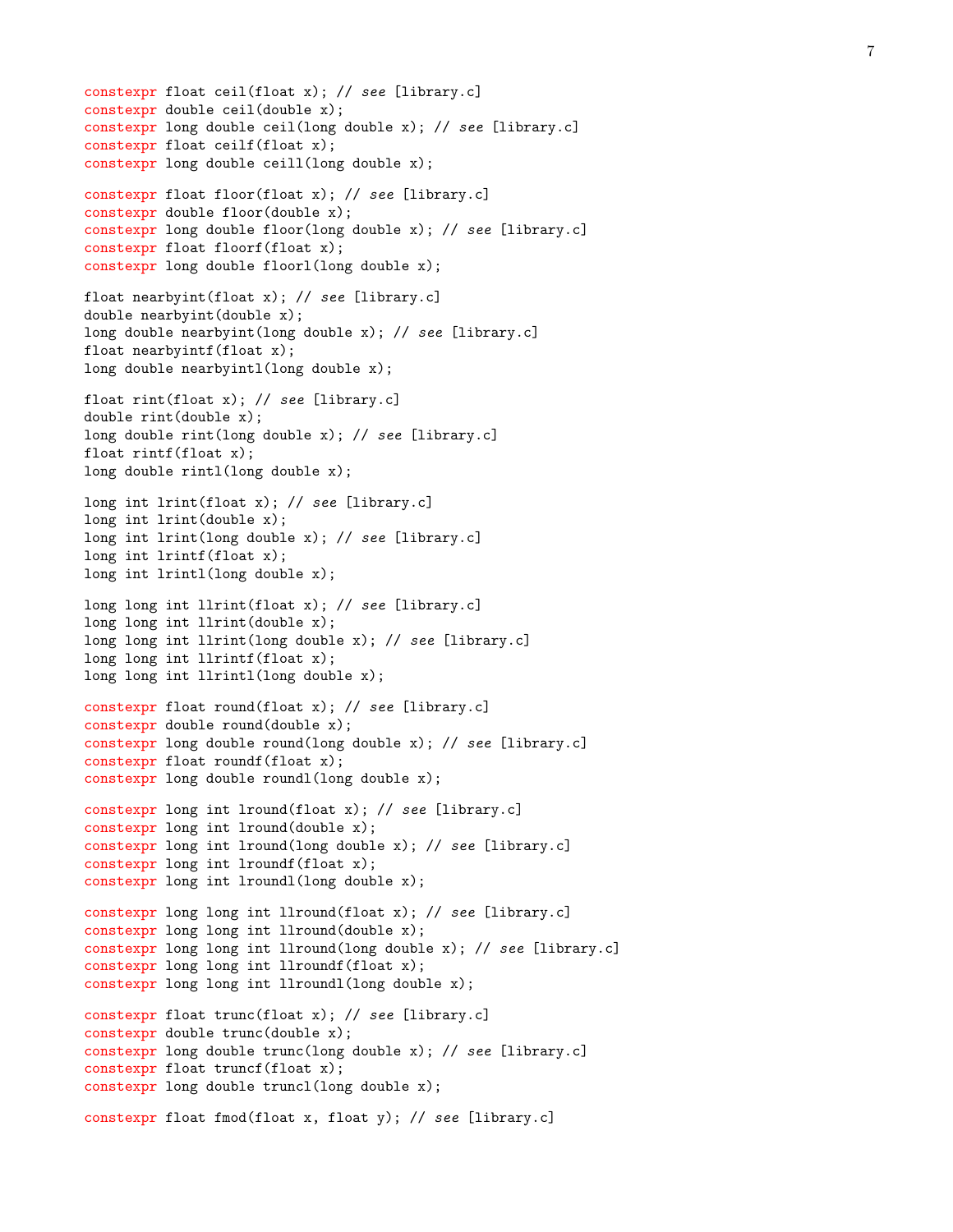```
constexpr float ceil(float x); // see [library.c]
constexpr double ceil(double x);
constexpr long double ceil(long double x); // see [library.c]
constexpr float ceilf(float x);
constexpr long double ceill(long double x);

constexpr float floor(float x); // see [library.c]
constexpr double floor(double x);
constexpr long double floor(long double x); // see [library.c]
constexpr float floorf(float x);
constexpr long double floorl(long double x);

float nearbyint(float x); // see [library.c]
double nearbyint(double x);
long double nearbyint(long double x); // see [library.c]
float nearbyintf(float x);
long double nearbyintl(long double x);

float rint(float x); // see [library.c]
double rint(double x);
long double rint(long double x); // see [library.c]
float rintf(float x);
long double rintl(long double x);

long int lrint(float x); // see [library.c]
long int lrint(double x);
long int lrint(long double x); // see [library.c]
long int lrintf(float x);
long int lrintl(long double x);

long long int llrint(float x); // see [library.c]
long long int llrint(double x);
long long int llrint(long double x); // see [library.c]
long long int llrintf(float x);
long long int llrintl(long double x);

constexpr float round(float x); // see [library.c]
constexpr double round(double x);
constexpr long double round(long double x); // see [library.c]
constexpr float roundf(float x);
constexpr long double roundl(long double x);

constexpr long int lround(float x); // see [library.c]
constexpr long int lround(double x);
constexpr long int lround(long double x); // see [library.c]
constexpr long int lroundf(float x);
constexpr long int lroundl(long double x);

constexpr long long int llround(float x); // see [library.c]
constexpr long long int llround(double x);
constexpr long long int llround(long double x); // see [library.c]
constexpr long long int llroundf(float x);
constexpr long long int llroundl(long double x);

constexpr float trunc(float x); // see [library.c]
constexpr double trunc(double x);
constexpr long double trunc(long double x); // see [library.c]
constexpr float truncf(float x);
constexpr long double truncl(long double x);

constexpr float fmod(float x, float y); // see [library.c]
```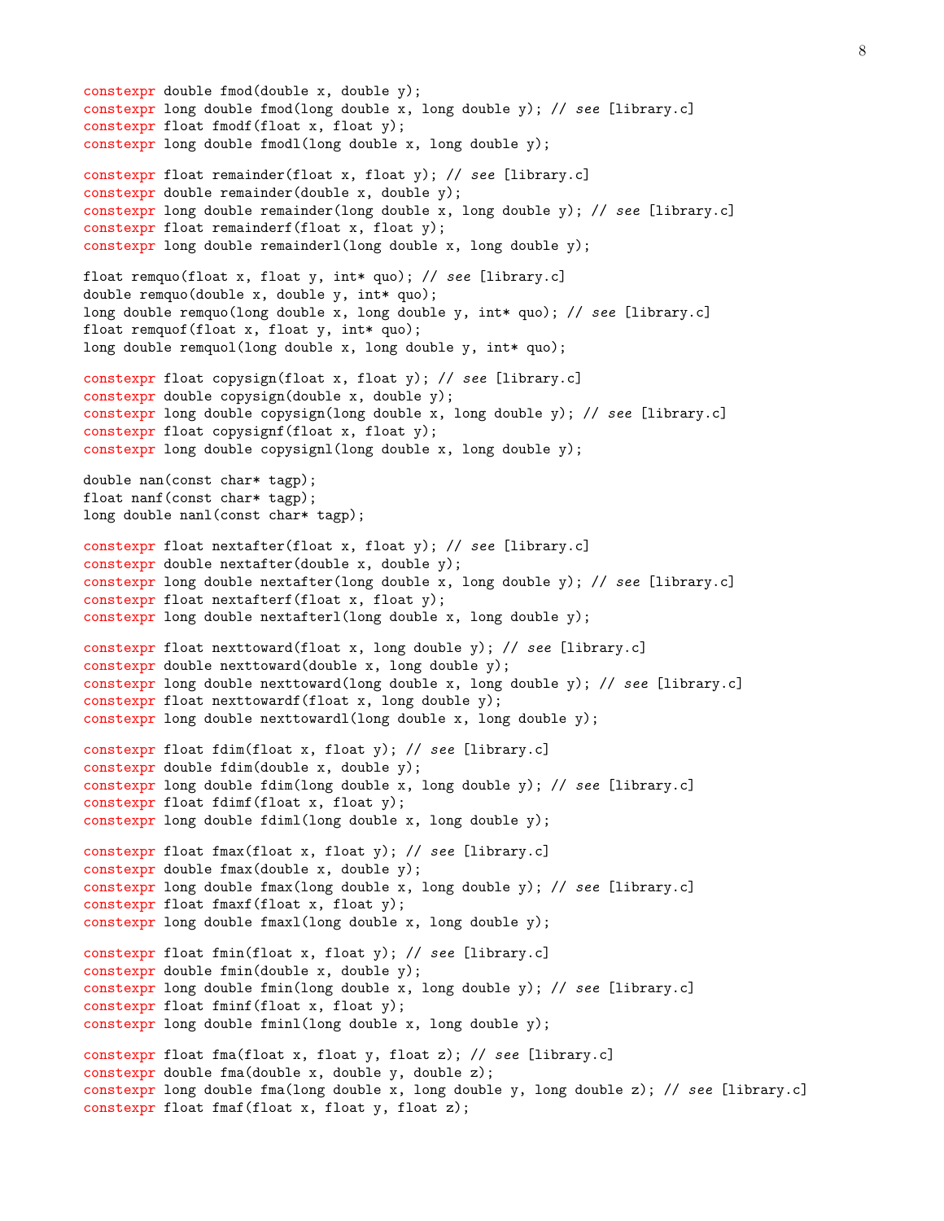```
constexpr double fmod(double x, double y);
constexpr long double fmod(long double x, long double y); // see [library.c]
constexpr float fmodf(float x, float y);
constexpr long double fmodl(long double x, long double y);

constexpr float remainder(float x, float y); // see [library.c]
constexpr double remainder(double x, double y);
constexpr long double remainder(long double x, long double y); // see [library.c]
constexpr float remainderf(float x, float y);
constexpr long double remainderl(long double x, long double y);

float remquo(float x, float y, int* quo); // see [library.c]
double remquo(double x, double y, int* quo);
long double remquo(long double x, long double y, int* quo); // see [library.c]
float remquof(float x, float y, int* quo);
long double remquol(long double x, long double y, int* quo);

constexpr float copysign(float x, float y); // see [library.c]
constexpr double copysign(double x, double y);
constexpr long double copysign(long double x, long double y); // see [library.c]
constexpr float copysignf(float x, float y);
constexpr long double copysignl(long double x, long double y);

double nan(const char* tagp);
float nanf(const char* tagp);
long double nanl(const char* tagp);

constexpr float nextafter(float x, float y); // see [library.c]
constexpr double nextafter(double x, double y);
constexpr long double nextafter(long double x, long double y); // see [library.c]
constexpr float nextafterf(float x, float y);
constexpr long double nextafterl(long double x, long double y);

constexpr float nexttoward(float x, long double y); // see [library.c]
constexpr double nexttoward(double x, long double y);
constexpr long double nexttoward(long double x, long double y); // see [library.c]
constexpr float nexttowardf(float x, long double y);
constexpr long double nexttowardl(long double x, long double y);

constexpr float fdim(float x, float y); // see [library.c]
constexpr double fdim(double x, double y);
constexpr long double fdim(long double x, long double y); // see [library.c]
constexpr float fdimf(float x, float y);
constexpr long double fdiml(long double x, long double y);

constexpr float fmax(float x, float y); // see [library.c]
constexpr double fmax(double x, double y);
constexpr long double fmax(long double x, long double y); // see [library.c]
constexpr float fmaxf(float x, float y);
constexpr long double fmaxl(long double x, long double y);

constexpr float fmin(float x, float y); // see [library.c]
constexpr double fmin(double x, double y);
constexpr long double fmin(long double x, long double y); // see [library.c]
constexpr float fminf(float x, float y);
constexpr long double fminl(long double x, long double y);

constexpr float fma(float x, float y, float z); // see [library.c]
constexpr double fma(double x, double y, double z);
constexpr long double fma(long double x, long double y, long double z); // see [library.c]
constexpr float fmaf(float x, float y, float z);
```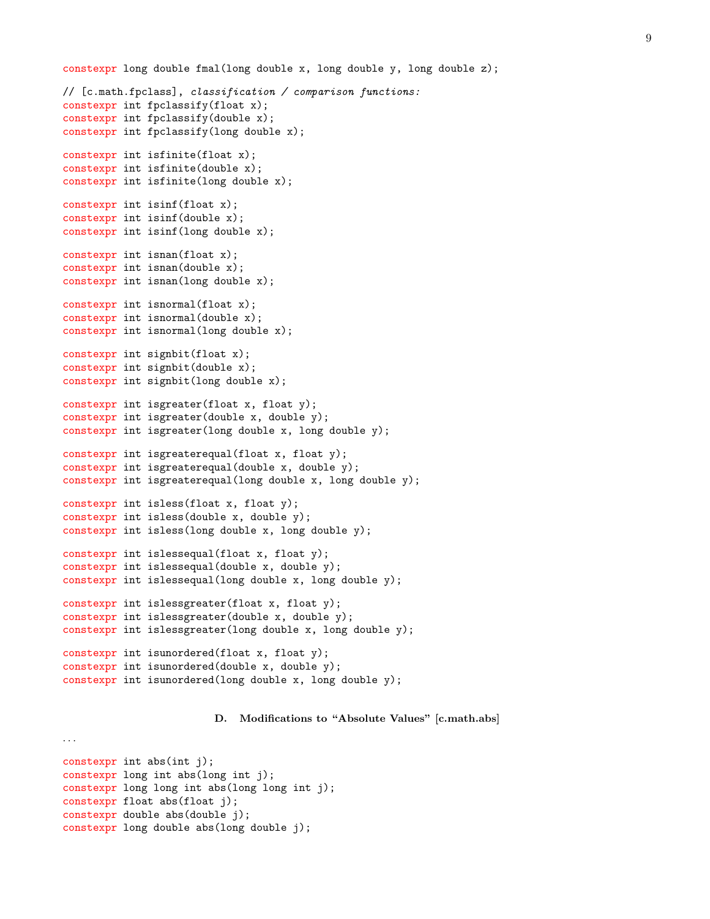```
constexpr long double fmal(long double x, long double y, long double z);

// [c.math.fpclass], classification / comparison functions:
constexpr int fpclassify(float x);
constexpr int fpclassify(double x);
constexpr int fpclassify(long double x);

constexpr int isfinite(float x);
constexpr int isfinite(double x);
constexpr int isfinite(long double x);

constexpr int isinf(float x);
constexpr int isinf(double x);
constexpr int isinf(long double x);

constexpr int isnan(float x);
constexpr int isnan(double x);
constexpr int isnan(long double x);

constexpr int isnormal(float x);
constexpr int isnormal(double x);
constexpr int isnormal(long double x);

constexpr int signbit(float x);
constexpr int signbit(double x);
constexpr int signbit(long double x);

constexpr int isgreater(float x, float y);
constexpr int isgreater(double x, double y);
constexpr int isgreater(long double x, long double y);

constexpr int isgreaterequal(float x, float y);
constexpr int isgreaterequal(double x, double y);
constexpr int isgreaterequal(long double x, long double y);

constexpr int isless(float x, float y);
constexpr int isless(double x, double y);
constexpr int isless(long double x, long double y);

constexpr int islessequal(float x, float y);
constexpr int islessequal(double x, double y);
constexpr int islessequal(long double x, long double y);

constexpr int islessgreater(float x, float y);
constexpr int islessgreater(double x, double y);
constexpr int islessgreater(long double x, long double y);

constexpr int isunordered(float x, float y);
constexpr int isunordered(double x, double y);
constexpr int isunordered(long double x, long double y);
```

## D. Modifications to "Absolute Values" [c.math.abs]

...

```
constexpr int abs(int j);
constexpr long int abs(long int j);
constexpr long long int abs(long long int j);
constexpr float abs(float j);
constexpr double abs(double j);
constexpr long double abs(long double j);
```